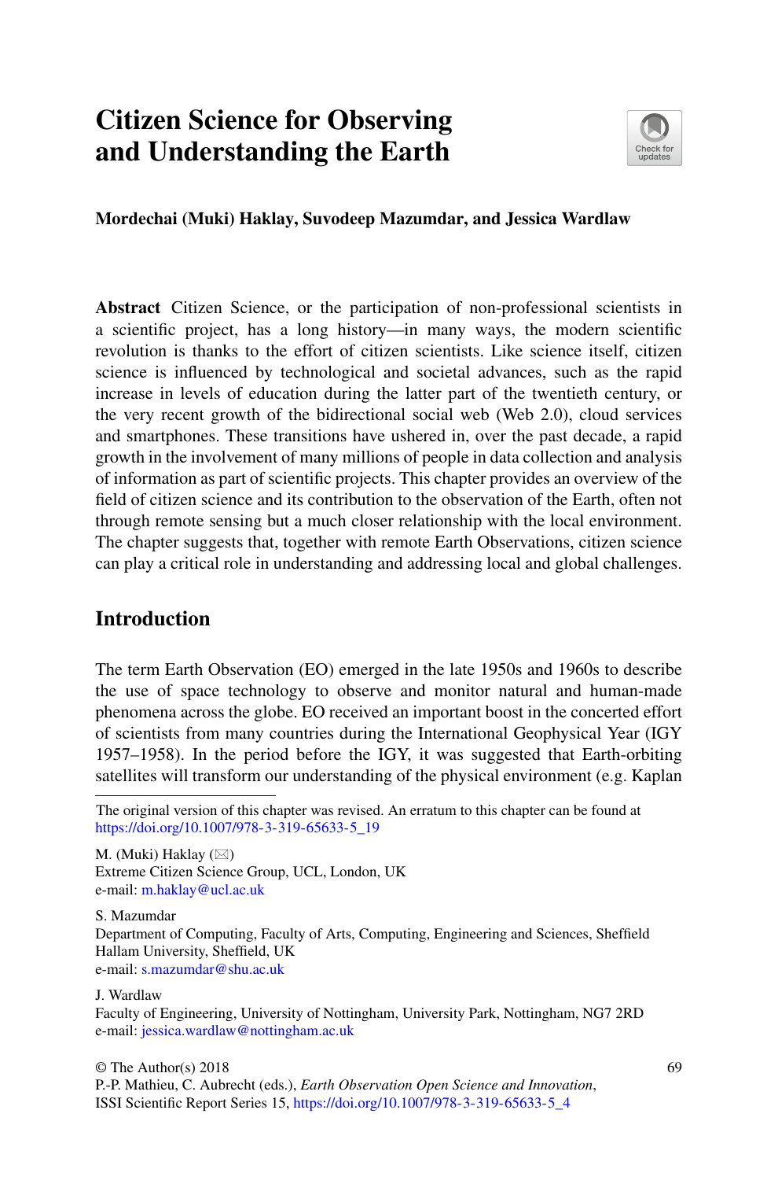# Citizen Science for Observing and Understanding the Earth

**Mordechai (Muki) Haklay, Suvodeep Mazumdar, and Jessica Wardlaw**

**Abstract** Citizen Science, or the participation of non-professional scientists in a scientific project, has a long history—in many ways, the modern scientific revolution is thanks to the effort of citizen scientists. Like science itself, citizen science is influenced by technological and societal advances, such as the rapid increase in levels of education during the latter part of the twentieth century, or the very recent growth of the bidirectional social web (Web 2.0), cloud services and smartphones. These transitions have ushered in, over the past decade, a rapid growth in the involvement of many millions of people in data collection and analysis of information as part of scientific projects. This chapter provides an overview of the field of citizen science and its contribution to the observation of the Earth, often not through remote sensing but a much closer relationship with the local environment. The chapter suggests that, together with remote Earth Observations, citizen science can play a critical role in understanding and addressing local and global challenges.

## Introduction

The term Earth Observation (EO) emerged in the late 1950s and 1960s to describe the use of space technology to observe and monitor natural and human-made phenomena across the globe. EO received an important boost in the concerted effort of scientists from many countries during the International Geophysical Year (IGY 1957–1958). In the period before the IGY, it was suggested that Earth-orbiting satellites will transform our understanding of the physical environment (e.g. Kaplan

---

The original version of this chapter was revised. An erratum to this chapter can be found at https://doi.org/10.1007/978-3-319-65633-5_19

M. (Muki) Haklay (✉)
Extreme Citizen Science Group, UCL, London, UK
e-mail: m.haklay@ucl.ac.uk

S. Mazumdar
Department of Computing, Faculty of Arts, Computing, Engineering and Sciences, Sheffield Hallam University, Sheffield, UK
e-mail: s.mazumdar@shu.ac.uk

J. Wardlaw
Faculty of Engineering, University of Nottingham, University Park, Nottingham, NG7 2RD
e-mail: jessica.wardlaw@nottingham.ac.uk

© The Author(s) 2018
P.-P. Mathieu, C. Aubrecht (eds.), *Earth Observation Open Science and Innovation*, ISSI Scientific Report Series 15, https://doi.org/10.1007/978-3-319-65633-5_4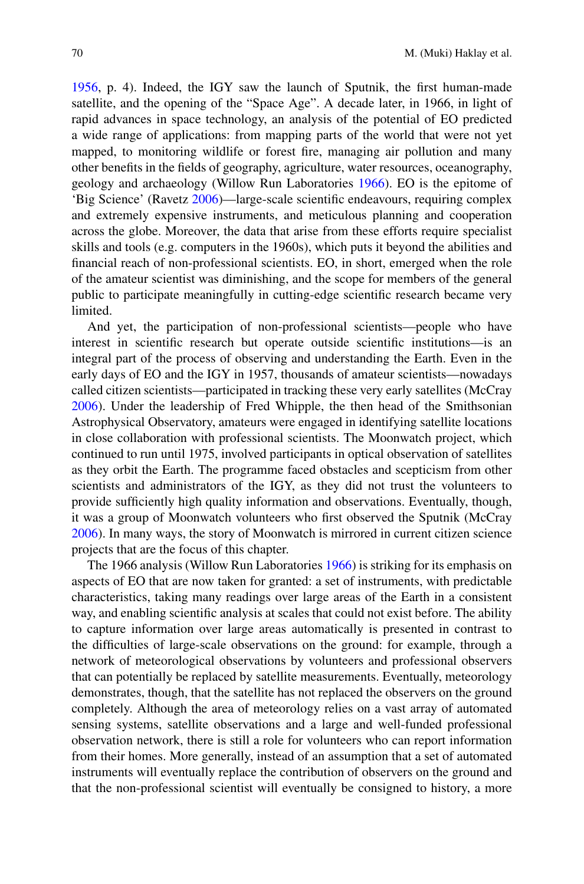1956, p. 4). Indeed, the IGY saw the launch of Sputnik, the first human-made satellite, and the opening of the "Space Age". A decade later, in 1966, in light of rapid advances in space technology, an analysis of the potential of EO predicted a wide range of applications: from mapping parts of the world that were not yet mapped, to monitoring wildlife or forest fire, managing air pollution and many other benefits in the fields of geography, agriculture, water resources, oceanography, geology and archaeology (Willow Run Laboratories 1966). EO is the epitome of 'Big Science' (Ravetz 2006)—large-scale scientific endeavours, requiring complex and extremely expensive instruments, and meticulous planning and cooperation across the globe. Moreover, the data that arise from these efforts require specialist skills and tools (e.g. computers in the 1960s), which puts it beyond the abilities and financial reach of non-professional scientists. EO, in short, emerged when the role of the amateur scientist was diminishing, and the scope for members of the general public to participate meaningfully in cutting-edge scientific research became very limited.

And yet, the participation of non-professional scientists—people who have interest in scientific research but operate outside scientific institutions—is an integral part of the process of observing and understanding the Earth. Even in the early days of EO and the IGY in 1957, thousands of amateur scientists—nowadays called citizen scientists—participated in tracking these very early satellites (McCray 2006). Under the leadership of Fred Whipple, the then head of the Smithsonian Astrophysical Observatory, amateurs were engaged in identifying satellite locations in close collaboration with professional scientists. The Moonwatch project, which continued to run until 1975, involved participants in optical observation of satellites as they orbit the Earth. The programme faced obstacles and scepticism from other scientists and administrators of the IGY, as they did not trust the volunteers to provide sufficiently high quality information and observations. Eventually, though, it was a group of Moonwatch volunteers who first observed the Sputnik (McCray 2006). In many ways, the story of Moonwatch is mirrored in current citizen science projects that are the focus of this chapter.

The 1966 analysis (Willow Run Laboratories 1966) is striking for its emphasis on aspects of EO that are now taken for granted: a set of instruments, with predictable characteristics, taking many readings over large areas of the Earth in a consistent way, and enabling scientific analysis at scales that could not exist before. The ability to capture information over large areas automatically is presented in contrast to the difficulties of large-scale observations on the ground: for example, through a network of meteorological observations by volunteers and professional observers that can potentially be replaced by satellite measurements. Eventually, meteorology demonstrates, though, that the satellite has not replaced the observers on the ground completely. Although the area of meteorology relies on a vast array of automated sensing systems, satellite observations and a large and well-funded professional observation network, there is still a role for volunteers who can report information from their homes. More generally, instead of an assumption that a set of automated instruments will eventually replace the contribution of observers on the ground and that the non-professional scientist will eventually be consigned to history, a more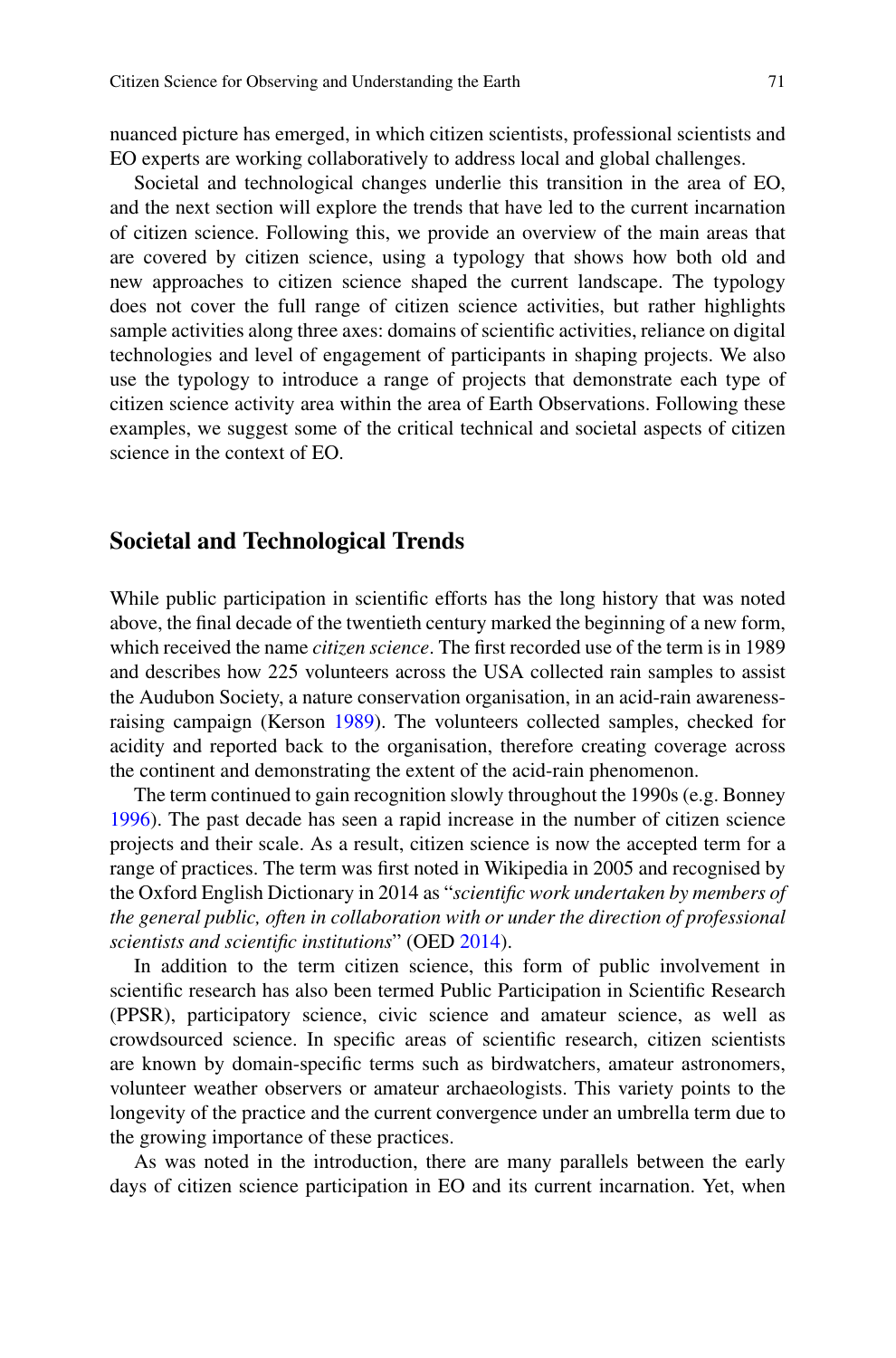nuanced picture has emerged, in which citizen scientists, professional scientists and EO experts are working collaboratively to address local and global challenges.

Societal and technological changes underlie this transition in the area of EO, and the next section will explore the trends that have led to the current incarnation of citizen science. Following this, we provide an overview of the main areas that are covered by citizen science, using a typology that shows how both old and new approaches to citizen science shaped the current landscape. The typology does not cover the full range of citizen science activities, but rather highlights sample activities along three axes: domains of scientific activities, reliance on digital technologies and level of engagement of participants in shaping projects. We also use the typology to introduce a range of projects that demonstrate each type of citizen science activity area within the area of Earth Observations. Following these examples, we suggest some of the critical technical and societal aspects of citizen science in the context of EO.

## Societal and Technological Trends

While public participation in scientific efforts has the long history that was noted above, the final decade of the twentieth century marked the beginning of a new form, which received the name *citizen science*. The first recorded use of the term is in 1989 and describes how 225 volunteers across the USA collected rain samples to assist the Audubon Society, a nature conservation organisation, in an acid-rain awareness-raising campaign (Kerson 1989). The volunteers collected samples, checked for acidity and reported back to the organisation, therefore creating coverage across the continent and demonstrating the extent of the acid-rain phenomenon.

The term continued to gain recognition slowly throughout the 1990s (e.g. Bonney 1996). The past decade has seen a rapid increase in the number of citizen science projects and their scale. As a result, citizen science is now the accepted term for a range of practices. The term was first noted in Wikipedia in 2005 and recognised by the Oxford English Dictionary in 2014 as "*scientific work undertaken by members of the general public, often in collaboration with or under the direction of professional scientists and scientific institutions*" (OED 2014).

In addition to the term citizen science, this form of public involvement in scientific research has also been termed Public Participation in Scientific Research (PPSR), participatory science, civic science and amateur science, as well as crowdsourced science. In specific areas of scientific research, citizen scientists are known by domain-specific terms such as birdwatchers, amateur astronomers, volunteer weather observers or amateur archaeologists. This variety points to the longevity of the practice and the current convergence under an umbrella term due to the growing importance of these practices.

As was noted in the introduction, there are many parallels between the early days of citizen science participation in EO and its current incarnation. Yet, when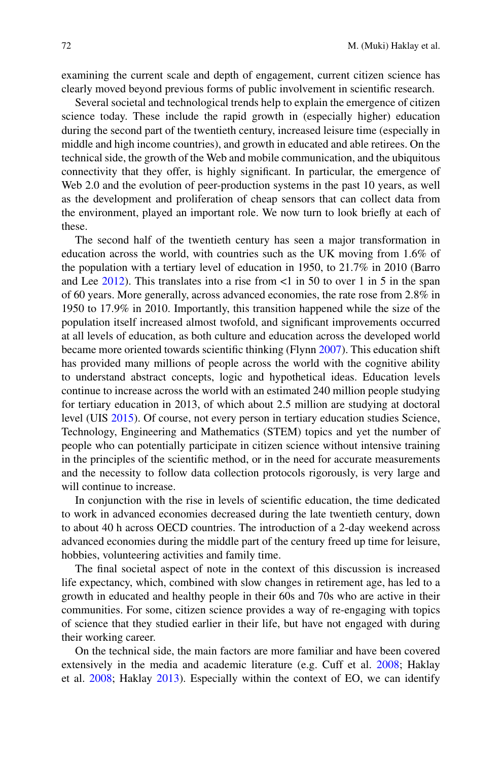examining the current scale and depth of engagement, current citizen science has clearly moved beyond previous forms of public involvement in scientific research.

Several societal and technological trends help to explain the emergence of citizen science today. These include the rapid growth in (especially higher) education during the second part of the twentieth century, increased leisure time (especially in middle and high income countries), and growth in educated and able retirees. On the technical side, the growth of the Web and mobile communication, and the ubiquitous connectivity that they offer, is highly significant. In particular, the emergence of Web 2.0 and the evolution of peer-production systems in the past 10 years, as well as the development and proliferation of cheap sensors that can collect data from the environment, played an important role. We now turn to look briefly at each of these.

The second half of the twentieth century has seen a major transformation in education across the world, with countries such as the UK moving from 1.6% of the population with a tertiary level of education in 1950, to 21.7% in 2010 (Barro and Lee 2012). This translates into a rise from <1 in 50 to over 1 in 5 in the span of 60 years. More generally, across advanced economies, the rate rose from 2.8% in 1950 to 17.9% in 2010. Importantly, this transition happened while the size of the population itself increased almost twofold, and significant improvements occurred at all levels of education, as both culture and education across the developed world became more oriented towards scientific thinking (Flynn 2007). This education shift has provided many millions of people across the world with the cognitive ability to understand abstract concepts, logic and hypothetical ideas. Education levels continue to increase across the world with an estimated 240 million people studying for tertiary education in 2013, of which about 2.5 million are studying at doctoral level (UIS 2015). Of course, not every person in tertiary education studies Science, Technology, Engineering and Mathematics (STEM) topics and yet the number of people who can potentially participate in citizen science without intensive training in the principles of the scientific method, or in the need for accurate measurements and the necessity to follow data collection protocols rigorously, is very large and will continue to increase.

In conjunction with the rise in levels of scientific education, the time dedicated to work in advanced economies decreased during the late twentieth century, down to about 40 h across OECD countries. The introduction of a 2-day weekend across advanced economies during the middle part of the century freed up time for leisure, hobbies, volunteering activities and family time.

The final societal aspect of note in the context of this discussion is increased life expectancy, which, combined with slow changes in retirement age, has led to a growth in educated and healthy people in their 60s and 70s who are active in their communities. For some, citizen science provides a way of re-engaging with topics of science that they studied earlier in their life, but have not engaged with during their working career.

On the technical side, the main factors are more familiar and have been covered extensively in the media and academic literature (e.g. Cuff et al. 2008; Haklay et al. 2008; Haklay 2013). Especially within the context of EO, we can identify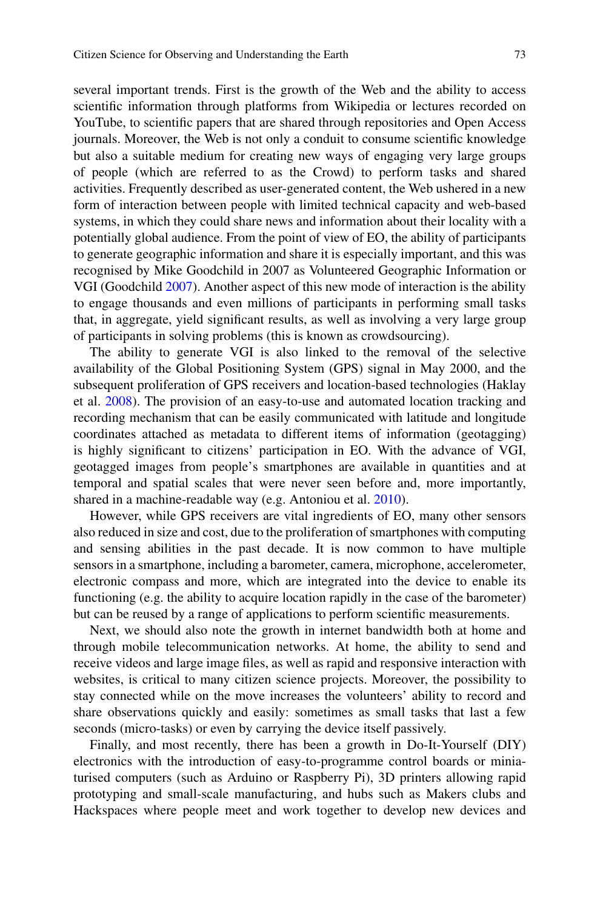several important trends. First is the growth of the Web and the ability to access scientific information through platforms from Wikipedia or lectures recorded on YouTube, to scientific papers that are shared through repositories and Open Access journals. Moreover, the Web is not only a conduit to consume scientific knowledge but also a suitable medium for creating new ways of engaging very large groups of people (which are referred to as the Crowd) to perform tasks and shared activities. Frequently described as user-generated content, the Web ushered in a new form of interaction between people with limited technical capacity and web-based systems, in which they could share news and information about their locality with a potentially global audience. From the point of view of EO, the ability of participants to generate geographic information and share it is especially important, and this was recognised by Mike Goodchild in 2007 as Volunteered Geographic Information or VGI (Goodchild 2007). Another aspect of this new mode of interaction is the ability to engage thousands and even millions of participants in performing small tasks that, in aggregate, yield significant results, as well as involving a very large group of participants in solving problems (this is known as crowdsourcing).

The ability to generate VGI is also linked to the removal of the selective availability of the Global Positioning System (GPS) signal in May 2000, and the subsequent proliferation of GPS receivers and location-based technologies (Haklay et al. 2008). The provision of an easy-to-use and automated location tracking and recording mechanism that can be easily communicated with latitude and longitude coordinates attached as metadata to different items of information (geotagging) is highly significant to citizens' participation in EO. With the advance of VGI, geotagged images from people's smartphones are available in quantities and at temporal and spatial scales that were never seen before and, more importantly, shared in a machine-readable way (e.g. Antoniou et al. 2010).

However, while GPS receivers are vital ingredients of EO, many other sensors also reduced in size and cost, due to the proliferation of smartphones with computing and sensing abilities in the past decade. It is now common to have multiple sensors in a smartphone, including a barometer, camera, microphone, accelerometer, electronic compass and more, which are integrated into the device to enable its functioning (e.g. the ability to acquire location rapidly in the case of the barometer) but can be reused by a range of applications to perform scientific measurements.

Next, we should also note the growth in internet bandwidth both at home and through mobile telecommunication networks. At home, the ability to send and receive videos and large image files, as well as rapid and responsive interaction with websites, is critical to many citizen science projects. Moreover, the possibility to stay connected while on the move increases the volunteers' ability to record and share observations quickly and easily: sometimes as small tasks that last a few seconds (micro-tasks) or even by carrying the device itself passively.

Finally, and most recently, there has been a growth in Do-It-Yourself (DIY) electronics with the introduction of easy-to-programme control boards or miniaturised computers (such as Arduino or Raspberry Pi), 3D printers allowing rapid prototyping and small-scale manufacturing, and hubs such as Makers clubs and Hackspaces where people meet and work together to develop new devices and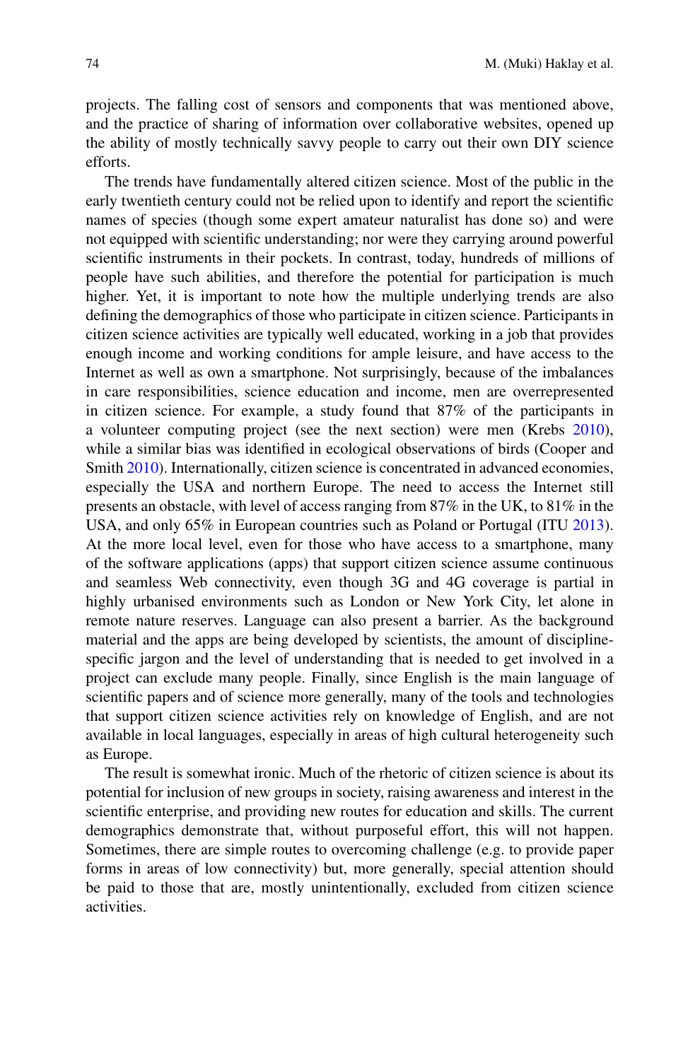projects. The falling cost of sensors and components that was mentioned above, and the practice of sharing of information over collaborative websites, opened up the ability of mostly technically savvy people to carry out their own DIY science efforts.

The trends have fundamentally altered citizen science. Most of the public in the early twentieth century could not be relied upon to identify and report the scientific names of species (though some expert amateur naturalist has done so) and were not equipped with scientific understanding; nor were they carrying around powerful scientific instruments in their pockets. In contrast, today, hundreds of millions of people have such abilities, and therefore the potential for participation is much higher. Yet, it is important to note how the multiple underlying trends are also defining the demographics of those who participate in citizen science. Participants in citizen science activities are typically well educated, working in a job that provides enough income and working conditions for ample leisure, and have access to the Internet as well as own a smartphone. Not surprisingly, because of the imbalances in care responsibilities, science education and income, men are overrepresented in citizen science. For example, a study found that 87% of the participants in a volunteer computing project (see the next section) were men (Krebs 2010), while a similar bias was identified in ecological observations of birds (Cooper and Smith 2010). Internationally, citizen science is concentrated in advanced economies, especially the USA and northern Europe. The need to access the Internet still presents an obstacle, with level of access ranging from 87% in the UK, to 81% in the USA, and only 65% in European countries such as Poland or Portugal (ITU 2013). At the more local level, even for those who have access to a smartphone, many of the software applications (apps) that support citizen science assume continuous and seamless Web connectivity, even though 3G and 4G coverage is partial in highly urbanised environments such as London or New York City, let alone in remote nature reserves. Language can also present a barrier. As the background material and the apps are being developed by scientists, the amount of discipline-specific jargon and the level of understanding that is needed to get involved in a project can exclude many people. Finally, since English is the main language of scientific papers and of science more generally, many of the tools and technologies that support citizen science activities rely on knowledge of English, and are not available in local languages, especially in areas of high cultural heterogeneity such as Europe.

The result is somewhat ironic. Much of the rhetoric of citizen science is about its potential for inclusion of new groups in society, raising awareness and interest in the scientific enterprise, and providing new routes for education and skills. The current demographics demonstrate that, without purposeful effort, this will not happen. Sometimes, there are simple routes to overcoming challenge (e.g. to provide paper forms in areas of low connectivity) but, more generally, special attention should be paid to those that are, mostly unintentionally, excluded from citizen science activities.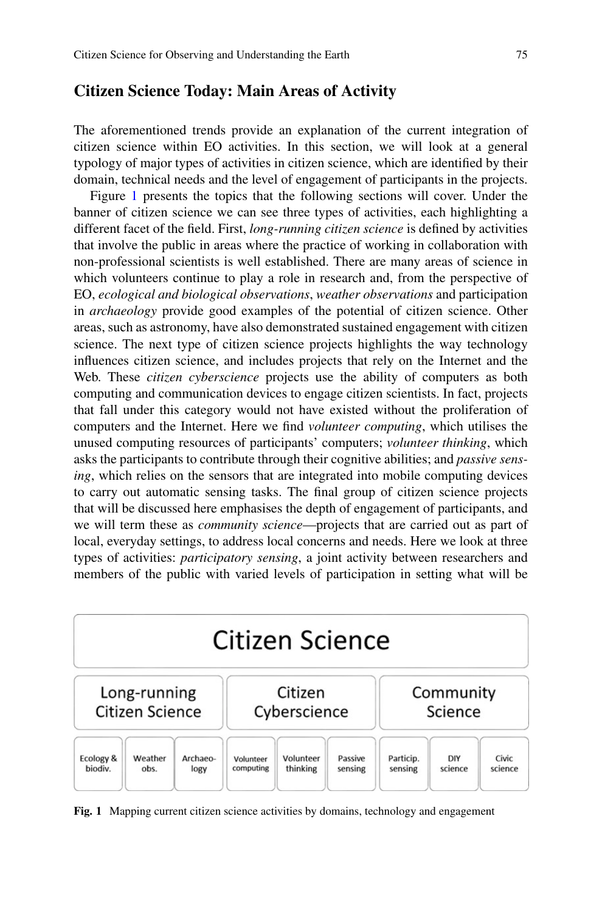## Citizen Science Today: Main Areas of Activity

The aforementioned trends provide an explanation of the current integration of citizen science within EO activities. In this section, we will look at a general typology of major types of activities in citizen science, which are identified by their domain, technical needs and the level of engagement of participants in the projects.

Figure 1 presents the topics that the following sections will cover. Under the banner of citizen science we can see three types of activities, each highlighting a different facet of the field. First, *long-running citizen science* is defined by activities that involve the public in areas where the practice of working in collaboration with non-professional scientists is well established. There are many areas of science in which volunteers continue to play a role in research and, from the perspective of EO, *ecological and biological observations*, *weather observations* and participation in *archaeology* provide good examples of the potential of citizen science. Other areas, such as astronomy, have also demonstrated sustained engagement with citizen science. The next type of citizen science projects highlights the way technology influences citizen science, and includes projects that rely on the Internet and the Web. These *citizen cyberscience* projects use the ability of computers as both computing and communication devices to engage citizen scientists. In fact, projects that fall under this category would not have existed without the proliferation of computers and the Internet. Here we find *volunteer computing*, which utilises the unused computing resources of participants' computers; *volunteer thinking*, which asks the participants to contribute through their cognitive abilities; and *passive sensing*, which relies on the sensors that are integrated into mobile computing devices to carry out automatic sensing tasks. The final group of citizen science projects that will be discussed here emphasises the depth of engagement of participants, and we will term these as *community science*—projects that are carried out as part of local, everyday settings, to address local concerns and needs. Here we look at three types of activities: *participatory sensing*, a joint activity between researchers and members of the public with varied levels of participation in setting what will be

| Citizen Science | | | | | | | | |
|---|---|---|---|---|---|---|---|---|
| Long-running Citizen Science | | | Citizen Cyberscience | | | Community Science | | |
| Ecology & biodiv. | Weather obs. | Archaeo-logy | Volunteer computing | Volunteer thinking | Passive sensing | Particip. sensing | DIY science | Civic science |

**Fig. 1** Mapping current citizen science activities by domains, technology and engagement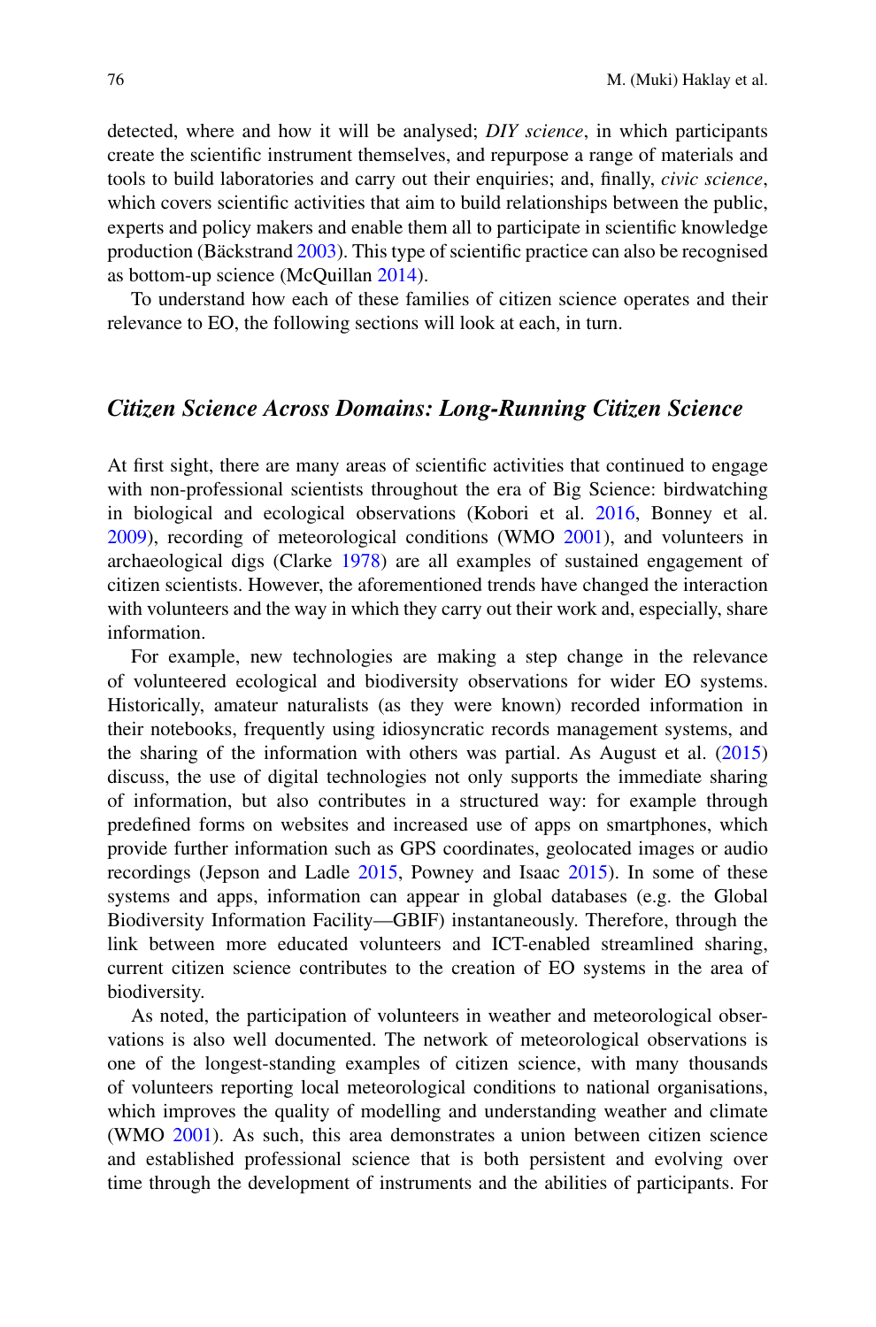detected, where and how it will be analysed; *DIY science*, in which participants create the scientific instrument themselves, and repurpose a range of materials and tools to build laboratories and carry out their enquiries; and, finally, *civic science*, which covers scientific activities that aim to build relationships between the public, experts and policy makers and enable them all to participate in scientific knowledge production (Bäckstrand 2003). This type of scientific practice can also be recognised as bottom-up science (McQuillan 2014).

To understand how each of these families of citizen science operates and their relevance to EO, the following sections will look at each, in turn.

## *Citizen Science Across Domains: Long-Running Citizen Science*

At first sight, there are many areas of scientific activities that continued to engage with non-professional scientists throughout the era of Big Science: birdwatching in biological and ecological observations (Kobori et al. 2016, Bonney et al. 2009), recording of meteorological conditions (WMO 2001), and volunteers in archaeological digs (Clarke 1978) are all examples of sustained engagement of citizen scientists. However, the aforementioned trends have changed the interaction with volunteers and the way in which they carry out their work and, especially, share information.

For example, new technologies are making a step change in the relevance of volunteered ecological and biodiversity observations for wider EO systems. Historically, amateur naturalists (as they were known) recorded information in their notebooks, frequently using idiosyncratic records management systems, and the sharing of the information with others was partial. As August et al. (2015) discuss, the use of digital technologies not only supports the immediate sharing of information, but also contributes in a structured way: for example through predefined forms on websites and increased use of apps on smartphones, which provide further information such as GPS coordinates, geolocated images or audio recordings (Jepson and Ladle 2015, Powney and Isaac 2015). In some of these systems and apps, information can appear in global databases (e.g. the Global Biodiversity Information Facility—GBIF) instantaneously. Therefore, through the link between more educated volunteers and ICT-enabled streamlined sharing, current citizen science contributes to the creation of EO systems in the area of biodiversity.

As noted, the participation of volunteers in weather and meteorological observations is also well documented. The network of meteorological observations is one of the longest-standing examples of citizen science, with many thousands of volunteers reporting local meteorological conditions to national organisations, which improves the quality of modelling and understanding weather and climate (WMO 2001). As such, this area demonstrates a union between citizen science and established professional science that is both persistent and evolving over time through the development of instruments and the abilities of participants. For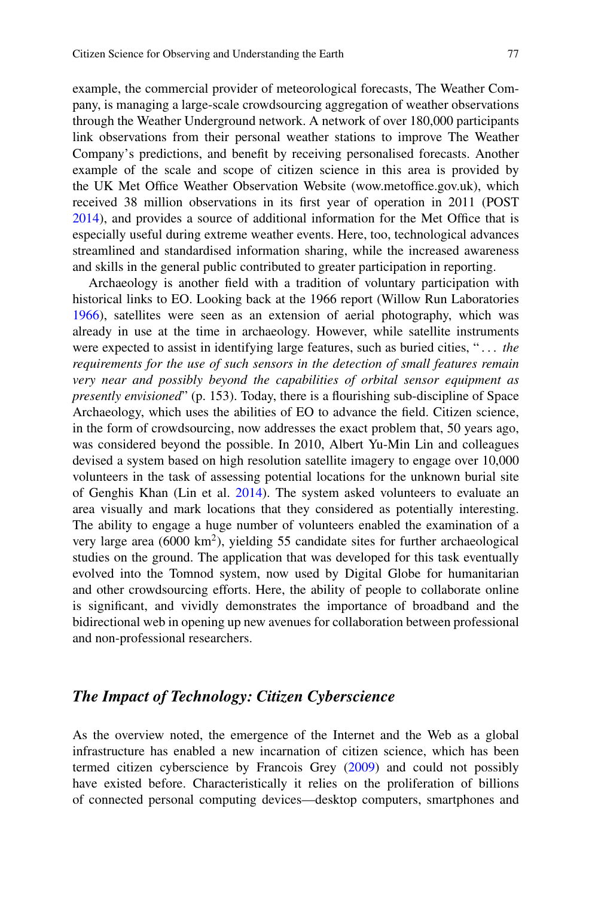example, the commercial provider of meteorological forecasts, The Weather Company, is managing a large-scale crowdsourcing aggregation of weather observations through the Weather Underground network. A network of over 180,000 participants link observations from their personal weather stations to improve The Weather Company's predictions, and benefit by receiving personalised forecasts. Another example of the scale and scope of citizen science in this area is provided by the UK Met Office Weather Observation Website (wow.metoffice.gov.uk), which received 38 million observations in its first year of operation in 2011 (POST 2014), and provides a source of additional information for the Met Office that is especially useful during extreme weather events. Here, too, technological advances streamlined and standardised information sharing, while the increased awareness and skills in the general public contributed to greater participation in reporting.

Archaeology is another field with a tradition of voluntary participation with historical links to EO. Looking back at the 1966 report (Willow Run Laboratories 1966), satellites were seen as an extension of aerial photography, which was already in use at the time in archaeology. However, while satellite instruments were expected to assist in identifying large features, such as buried cities, "*. . . the requirements for the use of such sensors in the detection of small features remain very near and possibly beyond the capabilities of orbital sensor equipment as presently envisioned*" (p. 153). Today, there is a flourishing sub-discipline of Space Archaeology, which uses the abilities of EO to advance the field. Citizen science, in the form of crowdsourcing, now addresses the exact problem that, 50 years ago, was considered beyond the possible. In 2010, Albert Yu-Min Lin and colleagues devised a system based on high resolution satellite imagery to engage over 10,000 volunteers in the task of assessing potential locations for the unknown burial site of Genghis Khan (Lin et al. 2014). The system asked volunteers to evaluate an area visually and mark locations that they considered as potentially interesting. The ability to engage a huge number of volunteers enabled the examination of a very large area (6000 km$^2$), yielding 55 candidate sites for further archaeological studies on the ground. The application that was developed for this task eventually evolved into the Tomnod system, now used by Digital Globe for humanitarian and other crowdsourcing efforts. Here, the ability of people to collaborate online is significant, and vividly demonstrates the importance of broadband and the bidirectional web in opening up new avenues for collaboration between professional and non-professional researchers.

### *The Impact of Technology: Citizen Cyberscience*

As the overview noted, the emergence of the Internet and the Web as a global infrastructure has enabled a new incarnation of citizen science, which has been termed citizen cyberscience by Francois Grey (2009) and could not possibly have existed before. Characteristically it relies on the proliferation of billions of connected personal computing devices—desktop computers, smartphones and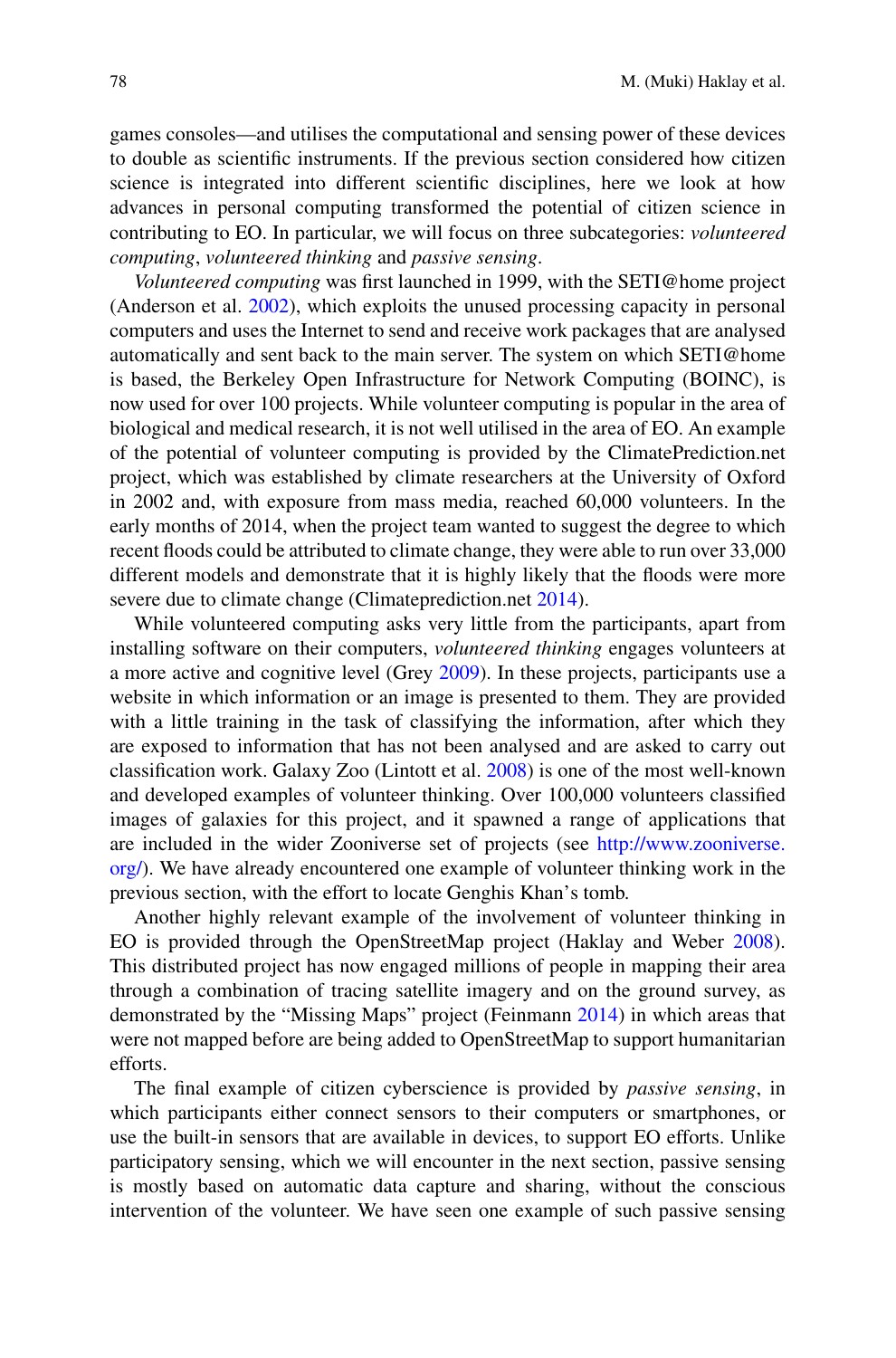games consoles—and utilises the computational and sensing power of these devices to double as scientific instruments. If the previous section considered how citizen science is integrated into different scientific disciplines, here we look at how advances in personal computing transformed the potential of citizen science in contributing to EO. In particular, we will focus on three subcategories: *volunteered computing*, *volunteered thinking* and *passive sensing*.

*Volunteered computing* was first launched in 1999, with the SETI@home project (Anderson et al. 2002), which exploits the unused processing capacity in personal computers and uses the Internet to send and receive work packages that are analysed automatically and sent back to the main server. The system on which SETI@home is based, the Berkeley Open Infrastructure for Network Computing (BOINC), is now used for over 100 projects. While volunteer computing is popular in the area of biological and medical research, it is not well utilised in the area of EO. An example of the potential of volunteer computing is provided by the ClimatePrediction.net project, which was established by climate researchers at the University of Oxford in 2002 and, with exposure from mass media, reached 60,000 volunteers. In the early months of 2014, when the project team wanted to suggest the degree to which recent floods could be attributed to climate change, they were able to run over 33,000 different models and demonstrate that it is highly likely that the floods were more severe due to climate change (Climateprediction.net 2014).

While volunteered computing asks very little from the participants, apart from installing software on their computers, *volunteered thinking* engages volunteers at a more active and cognitive level (Grey 2009). In these projects, participants use a website in which information or an image is presented to them. They are provided with a little training in the task of classifying the information, after which they are exposed to information that has not been analysed and are asked to carry out classification work. Galaxy Zoo (Lintott et al. 2008) is one of the most well-known and developed examples of volunteer thinking. Over 100,000 volunteers classified images of galaxies for this project, and it spawned a range of applications that are included in the wider Zooniverse set of projects (see http://www.zooniverse.org/). We have already encountered one example of volunteer thinking work in the previous section, with the effort to locate Genghis Khan's tomb.

Another highly relevant example of the involvement of volunteer thinking in EO is provided through the OpenStreetMap project (Haklay and Weber 2008). This distributed project has now engaged millions of people in mapping their area through a combination of tracing satellite imagery and on the ground survey, as demonstrated by the "Missing Maps" project (Feinmann 2014) in which areas that were not mapped before are being added to OpenStreetMap to support humanitarian efforts.

The final example of citizen cyberscience is provided by *passive sensing*, in which participants either connect sensors to their computers or smartphones, or use the built-in sensors that are available in devices, to support EO efforts. Unlike participatory sensing, which we will encounter in the next section, passive sensing is mostly based on automatic data capture and sharing, without the conscious intervention of the volunteer. We have seen one example of such passive sensing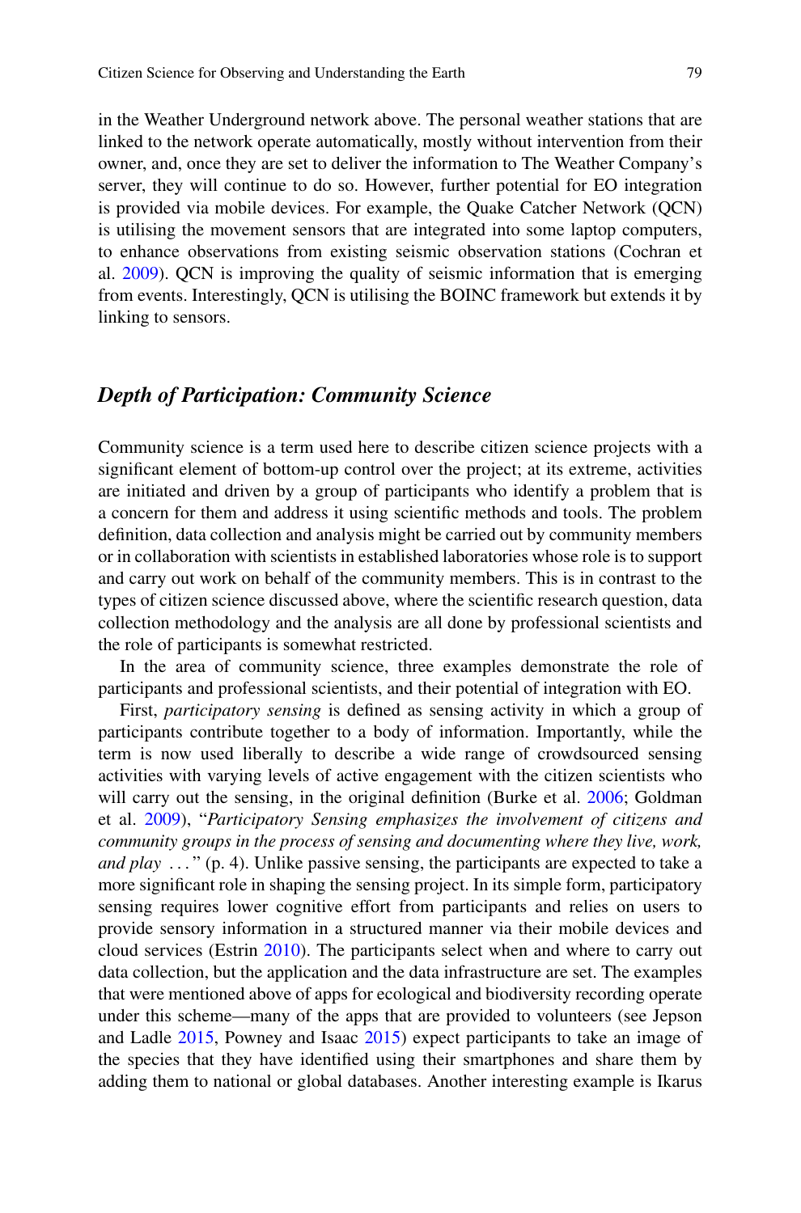in the Weather Underground network above. The personal weather stations that are linked to the network operate automatically, mostly without intervention from their owner, and, once they are set to deliver the information to The Weather Company's server, they will continue to do so. However, further potential for EO integration is provided via mobile devices. For example, the Quake Catcher Network (QCN) is utilising the movement sensors that are integrated into some laptop computers, to enhance observations from existing seismic observation stations (Cochran et al. 2009). QCN is improving the quality of seismic information that is emerging from events. Interestingly, QCN is utilising the BOINC framework but extends it by linking to sensors.

### *Depth of Participation: Community Science*

Community science is a term used here to describe citizen science projects with a significant element of bottom-up control over the project; at its extreme, activities are initiated and driven by a group of participants who identify a problem that is a concern for them and address it using scientific methods and tools. The problem definition, data collection and analysis might be carried out by community members or in collaboration with scientists in established laboratories whose role is to support and carry out work on behalf of the community members. This is in contrast to the types of citizen science discussed above, where the scientific research question, data collection methodology and the analysis are all done by professional scientists and the role of participants is somewhat restricted.

In the area of community science, three examples demonstrate the role of participants and professional scientists, and their potential of integration with EO.

First, *participatory sensing* is defined as sensing activity in which a group of participants contribute together to a body of information. Importantly, while the term is now used liberally to describe a wide range of crowdsourced sensing activities with varying levels of active engagement with the citizen scientists who will carry out the sensing, in the original definition (Burke et al. 2006; Goldman et al. 2009), "*Participatory Sensing emphasizes the involvement of citizens and community groups in the process of sensing and documenting where they live, work, and play* ..." (p. 4). Unlike passive sensing, the participants are expected to take a more significant role in shaping the sensing project. In its simple form, participatory sensing requires lower cognitive effort from participants and relies on users to provide sensory information in a structured manner via their mobile devices and cloud services (Estrin 2010). The participants select when and where to carry out data collection, but the application and the data infrastructure are set. The examples that were mentioned above of apps for ecological and biodiversity recording operate under this scheme—many of the apps that are provided to volunteers (see Jepson and Ladle 2015, Powney and Isaac 2015) expect participants to take an image of the species that they have identified using their smartphones and share them by adding them to national or global databases. Another interesting example is Ikarus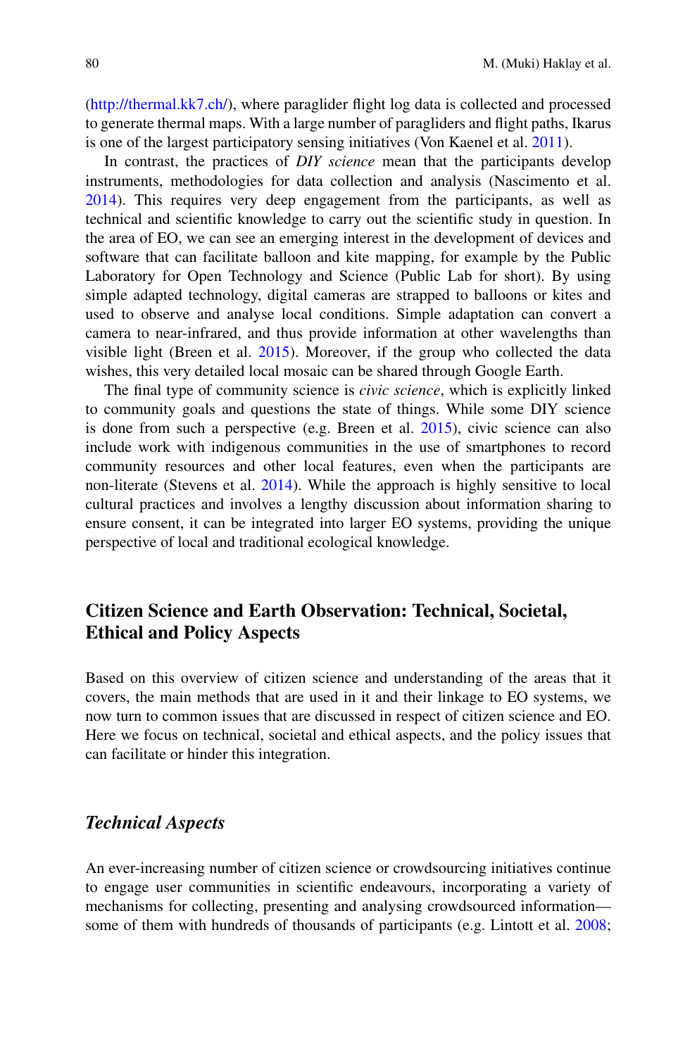(http://thermal.kk7.ch/), where paraglider flight log data is collected and processed to generate thermal maps. With a large number of paragliders and flight paths, Ikarus is one of the largest participatory sensing initiatives (Von Kaenel et al. 2011).

In contrast, the practices of *DIY science* mean that the participants develop instruments, methodologies for data collection and analysis (Nascimento et al. 2014). This requires very deep engagement from the participants, as well as technical and scientific knowledge to carry out the scientific study in question. In the area of EO, we can see an emerging interest in the development of devices and software that can facilitate balloon and kite mapping, for example by the Public Laboratory for Open Technology and Science (Public Lab for short). By using simple adapted technology, digital cameras are strapped to balloons or kites and used to observe and analyse local conditions. Simple adaptation can convert a camera to near-infrared, and thus provide information at other wavelengths than visible light (Breen et al. 2015). Moreover, if the group who collected the data wishes, this very detailed local mosaic can be shared through Google Earth.

The final type of community science is *civic science*, which is explicitly linked to community goals and questions the state of things. While some DIY science is done from such a perspective (e.g. Breen et al. 2015), civic science can also include work with indigenous communities in the use of smartphones to record community resources and other local features, even when the participants are non-literate (Stevens et al. 2014). While the approach is highly sensitive to local cultural practices and involves a lengthy discussion about information sharing to ensure consent, it can be integrated into larger EO systems, providing the unique perspective of local and traditional ecological knowledge.

## Citizen Science and Earth Observation: Technical, Societal, Ethical and Policy Aspects

Based on this overview of citizen science and understanding of the areas that it covers, the main methods that are used in it and their linkage to EO systems, we now turn to common issues that are discussed in respect of citizen science and EO. Here we focus on technical, societal and ethical aspects, and the policy issues that can facilitate or hinder this integration.

### *Technical Aspects*

An ever-increasing number of citizen science or crowdsourcing initiatives continue to engage user communities in scientific endeavours, incorporating a variety of mechanisms for collecting, presenting and analysing crowdsourced information—some of them with hundreds of thousands of participants (e.g. Lintott et al. 2008;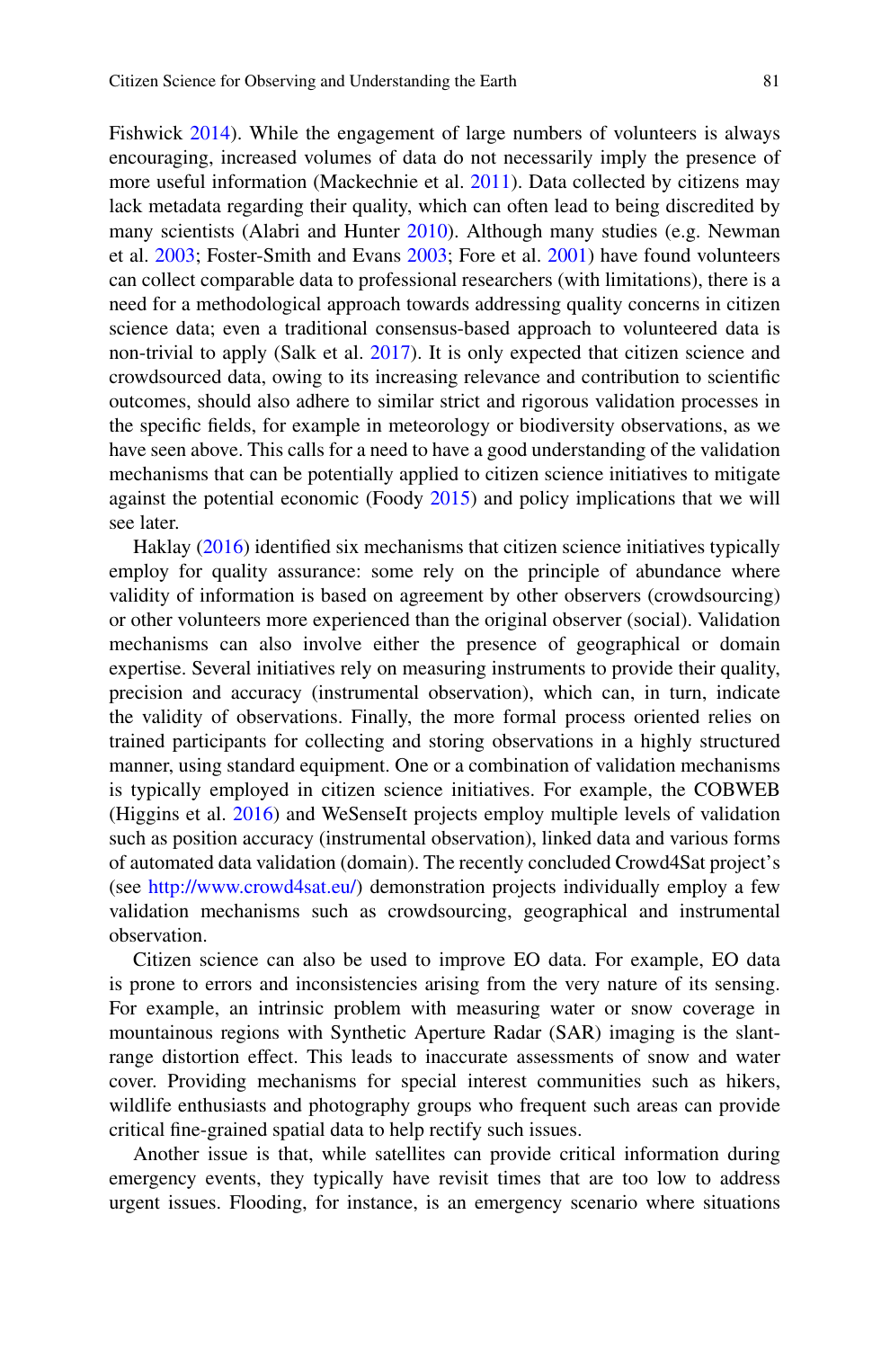Fishwick 2014). While the engagement of large numbers of volunteers is always encouraging, increased volumes of data do not necessarily imply the presence of more useful information (Mackechnie et al. 2011). Data collected by citizens may lack metadata regarding their quality, which can often lead to being discredited by many scientists (Alabri and Hunter 2010). Although many studies (e.g. Newman et al. 2003; Foster-Smith and Evans 2003; Fore et al. 2001) have found volunteers can collect comparable data to professional researchers (with limitations), there is a need for a methodological approach towards addressing quality concerns in citizen science data; even a traditional consensus-based approach to volunteered data is non-trivial to apply (Salk et al. 2017). It is only expected that citizen science and crowdsourced data, owing to its increasing relevance and contribution to scientific outcomes, should also adhere to similar strict and rigorous validation processes in the specific fields, for example in meteorology or biodiversity observations, as we have seen above. This calls for a need to have a good understanding of the validation mechanisms that can be potentially applied to citizen science initiatives to mitigate against the potential economic (Foody 2015) and policy implications that we will see later.

Haklay (2016) identified six mechanisms that citizen science initiatives typically employ for quality assurance: some rely on the principle of abundance where validity of information is based on agreement by other observers (crowdsourcing) or other volunteers more experienced than the original observer (social). Validation mechanisms can also involve either the presence of geographical or domain expertise. Several initiatives rely on measuring instruments to provide their quality, precision and accuracy (instrumental observation), which can, in turn, indicate the validity of observations. Finally, the more formal process oriented relies on trained participants for collecting and storing observations in a highly structured manner, using standard equipment. One or a combination of validation mechanisms is typically employed in citizen science initiatives. For example, the COBWEB (Higgins et al. 2016) and WeSenseIt projects employ multiple levels of validation such as position accuracy (instrumental observation), linked data and various forms of automated data validation (domain). The recently concluded Crowd4Sat project's (see http://www.crowd4sat.eu/) demonstration projects individually employ a few validation mechanisms such as crowdsourcing, geographical and instrumental observation.

Citizen science can also be used to improve EO data. For example, EO data is prone to errors and inconsistencies arising from the very nature of its sensing. For example, an intrinsic problem with measuring water or snow coverage in mountainous regions with Synthetic Aperture Radar (SAR) imaging is the slant-range distortion effect. This leads to inaccurate assessments of snow and water cover. Providing mechanisms for special interest communities such as hikers, wildlife enthusiasts and photography groups who frequent such areas can provide critical fine-grained spatial data to help rectify such issues.

Another issue is that, while satellites can provide critical information during emergency events, they typically have revisit times that are too low to address urgent issues. Flooding, for instance, is an emergency scenario where situations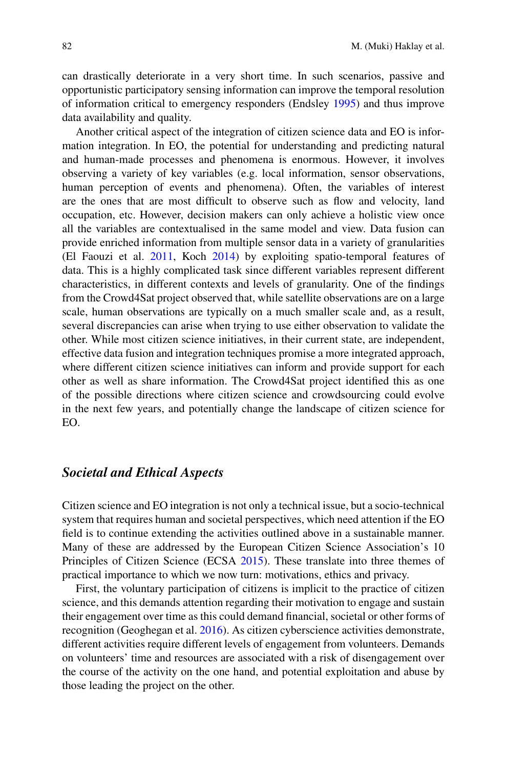can drastically deteriorate in a very short time. In such scenarios, passive and opportunistic participatory sensing information can improve the temporal resolution of information critical to emergency responders (Endsley 1995) and thus improve data availability and quality.

Another critical aspect of the integration of citizen science data and EO is information integration. In EO, the potential for understanding and predicting natural and human-made processes and phenomena is enormous. However, it involves observing a variety of key variables (e.g. local information, sensor observations, human perception of events and phenomena). Often, the variables of interest are the ones that are most difficult to observe such as flow and velocity, land occupation, etc. However, decision makers can only achieve a holistic view once all the variables are contextualised in the same model and view. Data fusion can provide enriched information from multiple sensor data in a variety of granularities (El Faouzi et al. 2011, Koch 2014) by exploiting spatio-temporal features of data. This is a highly complicated task since different variables represent different characteristics, in different contexts and levels of granularity. One of the findings from the Crowd4Sat project observed that, while satellite observations are on a large scale, human observations are typically on a much smaller scale and, as a result, several discrepancies can arise when trying to use either observation to validate the other. While most citizen science initiatives, in their current state, are independent, effective data fusion and integration techniques promise a more integrated approach, where different citizen science initiatives can inform and provide support for each other as well as share information. The Crowd4Sat project identified this as one of the possible directions where citizen science and crowdsourcing could evolve in the next few years, and potentially change the landscape of citizen science for EO.

### ***Societal and Ethical Aspects***

Citizen science and EO integration is not only a technical issue, but a socio-technical system that requires human and societal perspectives, which need attention if the EO field is to continue extending the activities outlined above in a sustainable manner. Many of these are addressed by the European Citizen Science Association's 10 Principles of Citizen Science (ECSA 2015). These translate into three themes of practical importance to which we now turn: motivations, ethics and privacy.

First, the voluntary participation of citizens is implicit to the practice of citizen science, and this demands attention regarding their motivation to engage and sustain their engagement over time as this could demand financial, societal or other forms of recognition (Geoghegan et al. 2016). As citizen cyberscience activities demonstrate, different activities require different levels of engagement from volunteers. Demands on volunteers' time and resources are associated with a risk of disengagement over the course of the activity on the one hand, and potential exploitation and abuse by those leading the project on the other.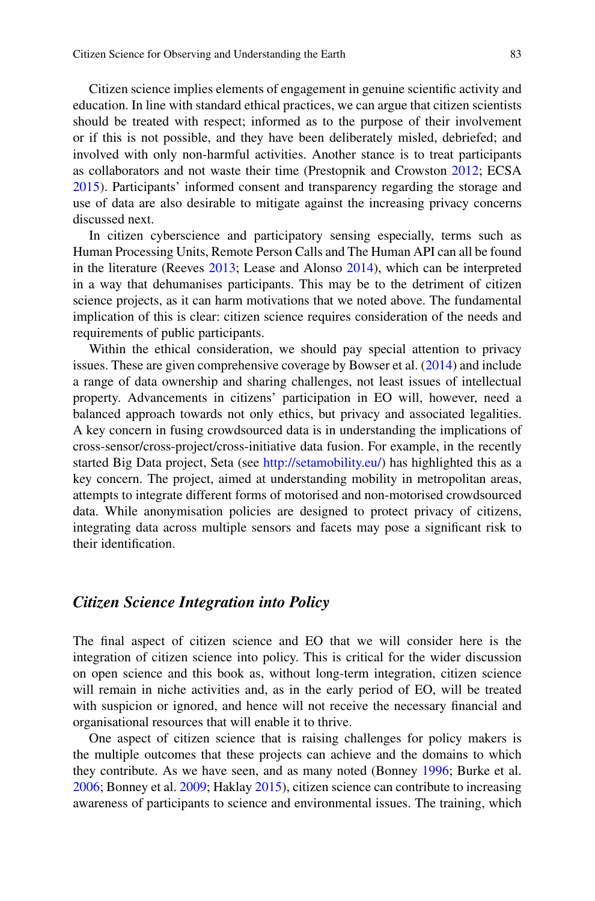Citizen science implies elements of engagement in genuine scientific activity and education. In line with standard ethical practices, we can argue that citizen scientists should be treated with respect; informed as to the purpose of their involvement or if this is not possible, and they have been deliberately misled, debriefed; and involved with only non-harmful activities. Another stance is to treat participants as collaborators and not waste their time (Prestopnik and Crowston 2012; ECSA 2015). Participants' informed consent and transparency regarding the storage and use of data are also desirable to mitigate against the increasing privacy concerns discussed next.

In citizen cyberscience and participatory sensing especially, terms such as Human Processing Units, Remote Person Calls and The Human API can all be found in the literature (Reeves 2013; Lease and Alonso 2014), which can be interpreted in a way that dehumanises participants. This may be to the detriment of citizen science projects, as it can harm motivations that we noted above. The fundamental implication of this is clear: citizen science requires consideration of the needs and requirements of public participants.

Within the ethical consideration, we should pay special attention to privacy issues. These are given comprehensive coverage by Bowser et al. (2014) and include a range of data ownership and sharing challenges, not least issues of intellectual property. Advancements in citizens' participation in EO will, however, need a balanced approach towards not only ethics, but privacy and associated legalities. A key concern in fusing crowdsourced data is in understanding the implications of cross-sensor/cross-project/cross-initiative data fusion. For example, in the recently started Big Data project, Seta (see http://setamobility.eu/) has highlighted this as a key concern. The project, aimed at understanding mobility in metropolitan areas, attempts to integrate different forms of motorised and non-motorised crowdsourced data. While anonymisation policies are designed to protect privacy of citizens, integrating data across multiple sensors and facets may pose a significant risk to their identification.

## *Citizen Science Integration into Policy*

The final aspect of citizen science and EO that we will consider here is the integration of citizen science into policy. This is critical for the wider discussion on open science and this book as, without long-term integration, citizen science will remain in niche activities and, as in the early period of EO, will be treated with suspicion or ignored, and hence will not receive the necessary financial and organisational resources that will enable it to thrive.

One aspect of citizen science that is raising challenges for policy makers is the multiple outcomes that these projects can achieve and the domains to which they contribute. As we have seen, and as many noted (Bonney 1996; Burke et al. 2006; Bonney et al. 2009; Haklay 2015), citizen science can contribute to increasing awareness of participants to science and environmental issues. The training, which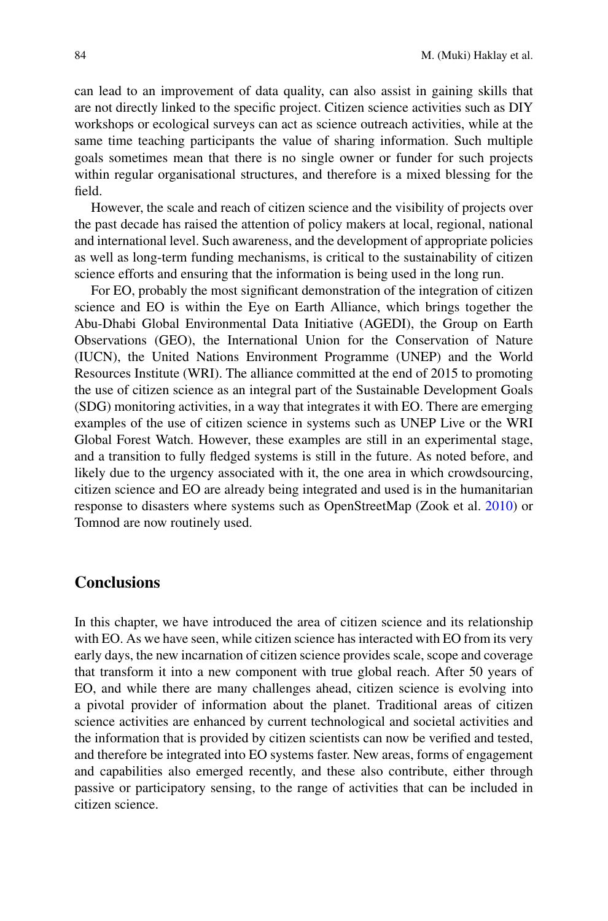can lead to an improvement of data quality, can also assist in gaining skills that are not directly linked to the specific project. Citizen science activities such as DIY workshops or ecological surveys can act as science outreach activities, while at the same time teaching participants the value of sharing information. Such multiple goals sometimes mean that there is no single owner or funder for such projects within regular organisational structures, and therefore is a mixed blessing for the field.

However, the scale and reach of citizen science and the visibility of projects over the past decade has raised the attention of policy makers at local, regional, national and international level. Such awareness, and the development of appropriate policies as well as long-term funding mechanisms, is critical to the sustainability of citizen science efforts and ensuring that the information is being used in the long run.

For EO, probably the most significant demonstration of the integration of citizen science and EO is within the Eye on Earth Alliance, which brings together the Abu-Dhabi Global Environmental Data Initiative (AGEDI), the Group on Earth Observations (GEO), the International Union for the Conservation of Nature (IUCN), the United Nations Environment Programme (UNEP) and the World Resources Institute (WRI). The alliance committed at the end of 2015 to promoting the use of citizen science as an integral part of the Sustainable Development Goals (SDG) monitoring activities, in a way that integrates it with EO. There are emerging examples of the use of citizen science in systems such as UNEP Live or the WRI Global Forest Watch. However, these examples are still in an experimental stage, and a transition to fully fledged systems is still in the future. As noted before, and likely due to the urgency associated with it, the one area in which crowdsourcing, citizen science and EO are already being integrated and used is in the humanitarian response to disasters where systems such as OpenStreetMap (Zook et al. 2010) or Tomnod are now routinely used.

## Conclusions

In this chapter, we have introduced the area of citizen science and its relationship with EO. As we have seen, while citizen science has interacted with EO from its very early days, the new incarnation of citizen science provides scale, scope and coverage that transform it into a new component with true global reach. After 50 years of EO, and while there are many challenges ahead, citizen science is evolving into a pivotal provider of information about the planet. Traditional areas of citizen science activities are enhanced by current technological and societal activities and the information that is provided by citizen scientists can now be verified and tested, and therefore be integrated into EO systems faster. New areas, forms of engagement and capabilities also emerged recently, and these also contribute, either through passive or participatory sensing, to the range of activities that can be included in citizen science.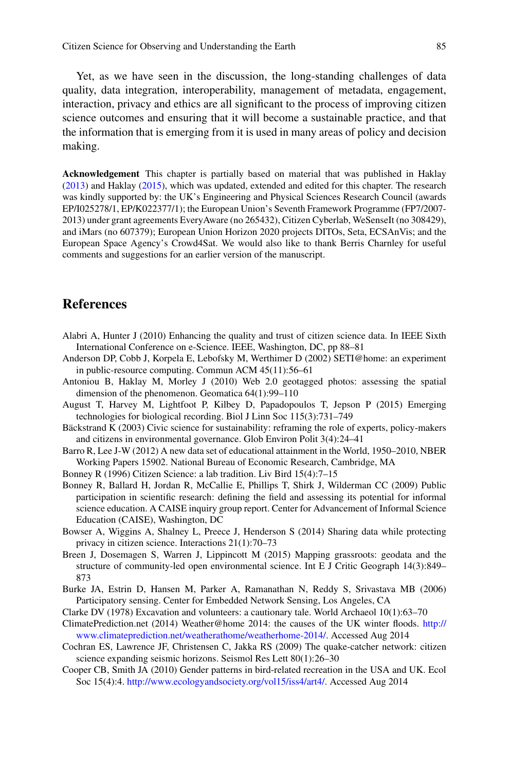Yet, as we have seen in the discussion, the long-standing challenges of data quality, data integration, interoperability, management of metadata, engagement, interaction, privacy and ethics are all significant to the process of improving citizen science outcomes and ensuring that it will become a sustainable practice, and that the information that is emerging from it is used in many areas of policy and decision making.

**Acknowledgement** This chapter is partially based on material that was published in Haklay (2013) and Haklay (2015), which was updated, extended and edited for this chapter. The research was kindly supported by: the UK's Engineering and Physical Sciences Research Council (awards EP/I025278/1, EP/K022377/1); the European Union's Seventh Framework Programme (FP7/2007-2013) under grant agreements EveryAware (no 265432), Citizen Cyberlab, WeSenseIt (no 308429), and iMars (no 607379); European Union Horizon 2020 projects DITOs, Seta, ECSAnVis; and the European Space Agency's Crowd4Sat. We would also like to thank Berris Charnley for useful comments and suggestions for an earlier version of the manuscript.

## References

Alabri A, Hunter J (2010) Enhancing the quality and trust of citizen science data. In IEEE Sixth International Conference on e-Science. IEEE, Washington, DC, pp 88–81

Anderson DP, Cobb J, Korpela E, Lebofsky M, Werthimer D (2002) SETI@home: an experiment in public-resource computing. Commun ACM 45(11):56–61

Antoniou B, Haklay M, Morley J (2010) Web 2.0 geotagged photos: assessing the spatial dimension of the phenomenon. Geomatica 64(1):99–110

August T, Harvey M, Lightfoot P, Kilbey D, Papadopoulos T, Jepson P (2015) Emerging technologies for biological recording. Biol J Linn Soc 115(3):731–749

Bäckstrand K (2003) Civic science for sustainability: reframing the role of experts, policy-makers and citizens in environmental governance. Glob Environ Polit 3(4):24–41

Barro R, Lee J-W (2012) A new data set of educational attainment in the World, 1950–2010, NBER Working Papers 15902. National Bureau of Economic Research, Cambridge, MA

Bonney R (1996) Citizen Science: a lab tradition. Liv Bird 15(4):7–15

Bonney R, Ballard H, Jordan R, McCallie E, Phillips T, Shirk J, Wilderman CC (2009) Public participation in scientific research: defining the field and assessing its potential for informal science education. A CAISE inquiry group report. Center for Advancement of Informal Science Education (CAISE), Washington, DC

Bowser A, Wiggins A, Shalney L, Preece J, Henderson S (2014) Sharing data while protecting privacy in citizen science. Interactions 21(1):70–73

Breen J, Dosemagen S, Warren J, Lippincott M (2015) Mapping grassroots: geodata and the structure of community-led open environmental science. Int E J Critic Geograph 14(3):849–873

Burke JA, Estrin D, Hansen M, Parker A, Ramanathan N, Reddy S, Srivastava MB (2006) Participatory sensing. Center for Embedded Network Sensing, Los Angeles, CA

Clarke DV (1978) Excavation and volunteers: a cautionary tale. World Archaeol 10(1):63–70

ClimatePrediction.net (2014) Weather@home 2014: the causes of the UK winter floods. http://www.climateprediction.net/weatherathome/weatherhome-2014/. Accessed Aug 2014

Cochran ES, Lawrence JF, Christensen C, Jakka RS (2009) The quake-catcher network: citizen science expanding seismic horizons. Seismol Res Lett 80(1):26–30

Cooper CB, Smith JA (2010) Gender patterns in bird-related recreation in the USA and UK. Ecol Soc 15(4):4. http://www.ecologyandsociety.org/vol15/iss4/art4/. Accessed Aug 2014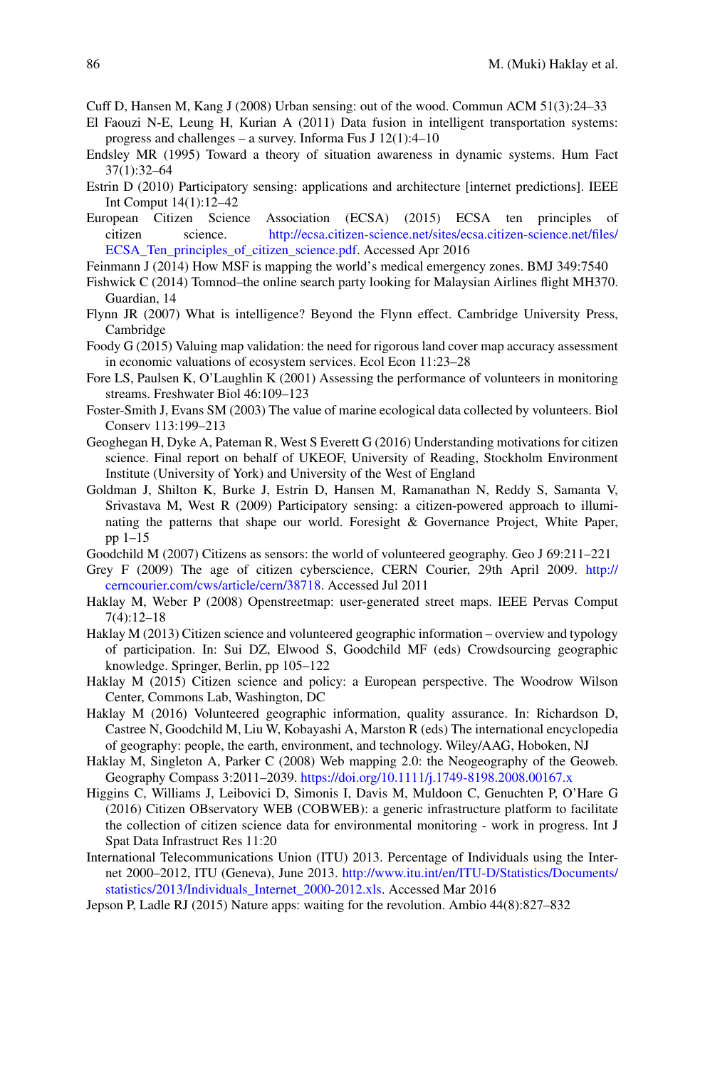Cuff D, Hansen M, Kang J (2008) Urban sensing: out of the wood. Commun ACM 51(3):24–33

El Faouzi N-E, Leung H, Kurian A (2011) Data fusion in intelligent transportation systems: progress and challenges – a survey. Informa Fus J 12(1):4–10

Endsley MR (1995) Toward a theory of situation awareness in dynamic systems. Hum Fact 37(1):32–64

Estrin D (2010) Participatory sensing: applications and architecture [internet predictions]. IEEE Int Comput 14(1):12–42

European Citizen Science Association (ECSA) (2015) ECSA ten principles of citizen science. http://ecsa.citizen-science.net/sites/ecsa.citizen-science.net/files/ECSA_Ten_principles_of_citizen_science.pdf. Accessed Apr 2016

Feinmann J (2014) How MSF is mapping the world's medical emergency zones. BMJ 349:7540

Fishwick C (2014) Tomnod–the online search party looking for Malaysian Airlines flight MH370. Guardian, 14

Flynn JR (2007) What is intelligence? Beyond the Flynn effect. Cambridge University Press, Cambridge

Foody G (2015) Valuing map validation: the need for rigorous land cover map accuracy assessment in economic valuations of ecosystem services. Ecol Econ 11:23–28

Fore LS, Paulsen K, O'Laughlin K (2001) Assessing the performance of volunteers in monitoring streams. Freshwater Biol 46:109–123

Foster-Smith J, Evans SM (2003) The value of marine ecological data collected by volunteers. Biol Conserv 113:199–213

Geoghegan H, Dyke A, Pateman R, West S Everett G (2016) Understanding motivations for citizen science. Final report on behalf of UKEOF, University of Reading, Stockholm Environment Institute (University of York) and University of the West of England

Goldman J, Shilton K, Burke J, Estrin D, Hansen M, Ramanathan N, Reddy S, Samanta V, Srivastava M, West R (2009) Participatory sensing: a citizen-powered approach to illuminating the patterns that shape our world. Foresight & Governance Project, White Paper, pp 1–15

Goodchild M (2007) Citizens as sensors: the world of volunteered geography. Geo J 69:211–221

Grey F (2009) The age of citizen cyberscience, CERN Courier, 29th April 2009. http://cerncourier.com/cws/article/cern/38718. Accessed Jul 2011

Haklay M, Weber P (2008) Openstreetmap: user-generated street maps. IEEE Pervas Comput 7(4):12–18

Haklay M (2013) Citizen science and volunteered geographic information – overview and typology of participation. In: Sui DZ, Elwood S, Goodchild MF (eds) Crowdsourcing geographic knowledge. Springer, Berlin, pp 105–122

Haklay M (2015) Citizen science and policy: a European perspective. The Woodrow Wilson Center, Commons Lab, Washington, DC

Haklay M (2016) Volunteered geographic information, quality assurance. In: Richardson D, Castree N, Goodchild M, Liu W, Kobayashi A, Marston R (eds) The international encyclopedia of geography: people, the earth, environment, and technology. Wiley/AAG, Hoboken, NJ

Haklay M, Singleton A, Parker C (2008) Web mapping 2.0: the Neogeography of the Geoweb. Geography Compass 3:2011–2039. https://doi.org/10.1111/j.1749-8198.2008.00167.x

Higgins C, Williams J, Leibovici D, Simonis I, Davis M, Muldoon C, Genuchten P, O'Hare G (2016) Citizen OBservatory WEB (COBWEB): a generic infrastructure platform to facilitate the collection of citizen science data for environmental monitoring - work in progress. Int J Spat Data Infrastruct Res 11:20

International Telecommunications Union (ITU) 2013. Percentage of Individuals using the Internet 2000–2012, ITU (Geneva), June 2013. http://www.itu.int/en/ITU-D/Statistics/Documents/statistics/2013/Individuals_Internet_2000-2012.xls. Accessed Mar 2016

Jepson P, Ladle RJ (2015) Nature apps: waiting for the revolution. Ambio 44(8):827–832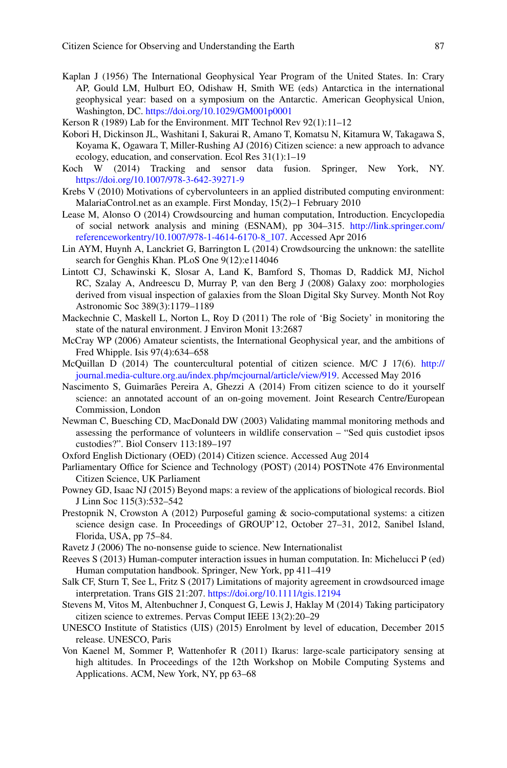Kaplan J (1956) The International Geophysical Year Program of the United States. In: Crary AP, Gould LM, Hulburt EO, Odishaw H, Smith WE (eds) Antarctica in the international geophysical year: based on a symposium on the Antarctic. American Geophysical Union, Washington, DC. https://doi.org/10.1029/GM001p0001

Kerson R (1989) Lab for the Environment. MIT Technol Rev 92(1):11–12

Kobori H, Dickinson JL, Washitani I, Sakurai R, Amano T, Komatsu N, Kitamura W, Takagawa S, Koyama K, Ogawara T, Miller-Rushing AJ (2016) Citizen science: a new approach to advance ecology, education, and conservation. Ecol Res 31(1):1–19

Koch W (2014) Tracking and sensor data fusion. Springer, New York, NY. https://doi.org/10.1007/978-3-642-39271-9

Krebs V (2010) Motivations of cybervolunteers in an applied distributed computing environment: MalariaControl.net as an example. First Monday, 15(2)–1 February 2010

Lease M, Alonso O (2014) Crowdsourcing and human computation, Introduction. Encyclopedia of social network analysis and mining (ESNAM), pp 304–315. http://link.springer.com/referenceworkentry/10.1007/978-1-4614-6170-8_107. Accessed Apr 2016

Lin AYM, Huynh A, Lanckriet G, Barrington L (2014) Crowdsourcing the unknown: the satellite search for Genghis Khan. PLoS One 9(12):e114046

Lintott CJ, Schawinski K, Slosar A, Land K, Bamford S, Thomas D, Raddick MJ, Nichol RC, Szalay A, Andreescu D, Murray P, van den Berg J (2008) Galaxy zoo: morphologies derived from visual inspection of galaxies from the Sloan Digital Sky Survey. Month Not Roy Astronomic Soc 389(3):1179–1189

Mackechnie C, Maskell L, Norton L, Roy D (2011) The role of 'Big Society' in monitoring the state of the natural environment. J Environ Monit 13:2687

McCray WP (2006) Amateur scientists, the International Geophysical year, and the ambitions of Fred Whipple. Isis 97(4):634–658

McQuillan D (2014) The countercultural potential of citizen science. M/C J 17(6). http://journal.media-culture.org.au/index.php/mcjournal/article/view/919. Accessed May 2016

Nascimento S, Guimarães Pereira A, Ghezzi A (2014) From citizen science to do it yourself science: an annotated account of an on-going movement. Joint Research Centre/European Commission, London

Newman C, Buesching CD, MacDonald DW (2003) Validating mammal monitoring methods and assessing the performance of volunteers in wildlife conservation – "Sed quis custodiet ipsos custodies?". Biol Conserv 113:189–197

Oxford English Dictionary (OED) (2014) Citizen science. Accessed Aug 2014

Parliamentary Office for Science and Technology (POST) (2014) POSTNote 476 Environmental Citizen Science, UK Parliament

Powney GD, Isaac NJ (2015) Beyond maps: a review of the applications of biological records. Biol J Linn Soc 115(3):532–542

Prestopnik N, Crowston A (2012) Purposeful gaming & socio-computational systems: a citizen science design case. In Proceedings of GROUP'12, October 27–31, 2012, Sanibel Island, Florida, USA, pp 75–84.

Ravetz J (2006) The no-nonsense guide to science. New Internationalist

Reeves S (2013) Human-computer interaction issues in human computation. In: Michelucci P (ed) Human computation handbook. Springer, New York, pp 411–419

Salk CF, Sturn T, See L, Fritz S (2017) Limitations of majority agreement in crowdsourced image interpretation. Trans GIS 21:207. https://doi.org/10.1111/tgis.12194

Stevens M, Vitos M, Altenbuchner J, Conquest G, Lewis J, Haklay M (2014) Taking participatory citizen science to extremes. Pervas Comput IEEE 13(2):20–29

UNESCO Institute of Statistics (UIS) (2015) Enrolment by level of education, December 2015 release. UNESCO, Paris

Von Kaenel M, Sommer P, Wattenhofer R (2011) Ikarus: large-scale participatory sensing at high altitudes. In Proceedings of the 12th Workshop on Mobile Computing Systems and Applications. ACM, New York, NY, pp 63–68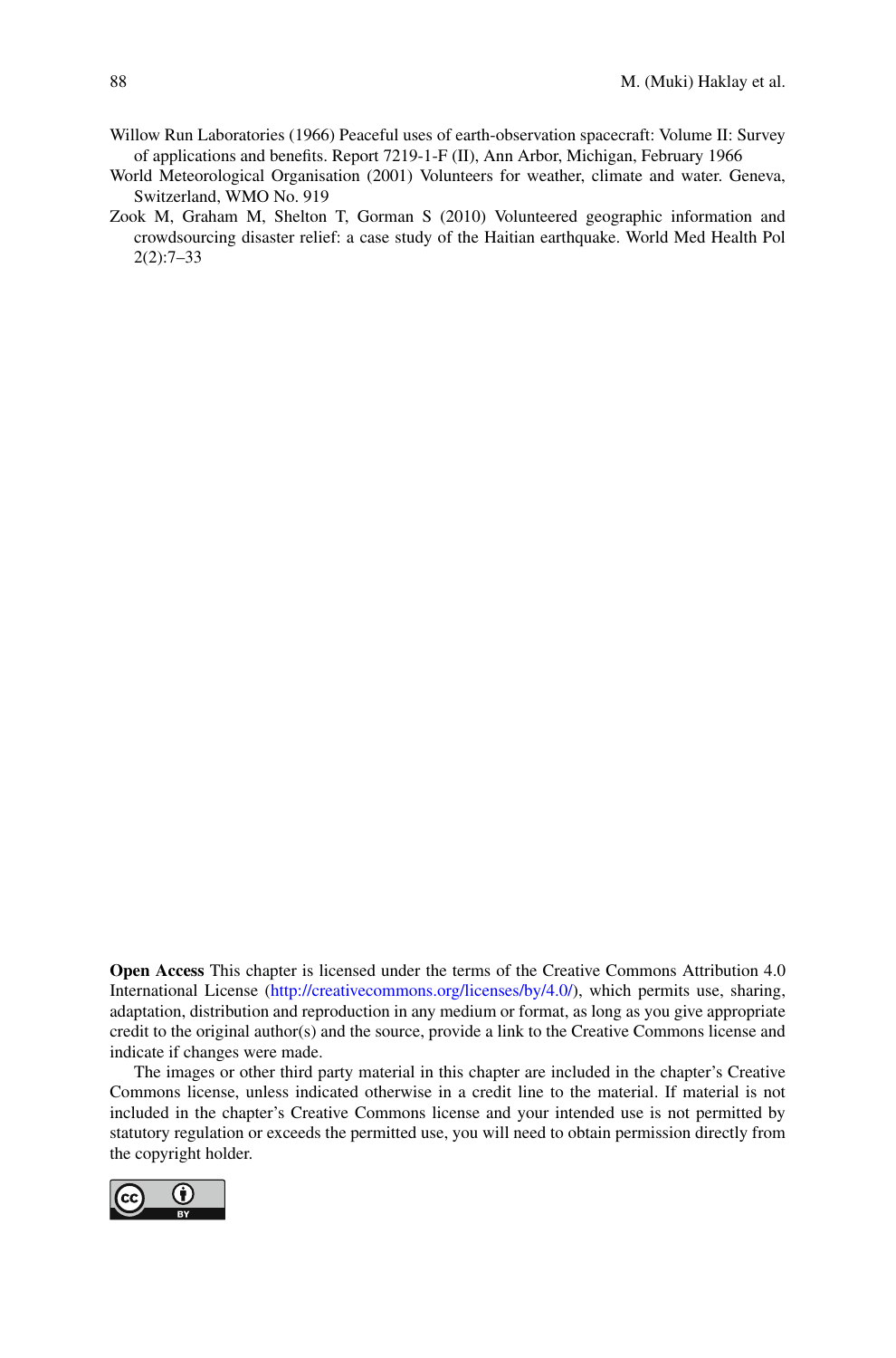Willow Run Laboratories (1966) Peaceful uses of earth-observation spacecraft: Volume II: Survey of applications and benefits. Report 7219-1-F (II), Ann Arbor, Michigan, February 1966

World Meteorological Organisation (2001) Volunteers for weather, climate and water. Geneva, Switzerland, WMO No. 919

Zook M, Graham M, Shelton T, Gorman S (2010) Volunteered geographic information and crowdsourcing disaster relief: a case study of the Haitian earthquake. World Med Health Pol 2(2):7–33

**Open Access** This chapter is licensed under the terms of the Creative Commons Attribution 4.0 International License (http://creativecommons.org/licenses/by/4.0/), which permits use, sharing, adaptation, distribution and reproduction in any medium or format, as long as you give appropriate credit to the original author(s) and the source, provide a link to the Creative Commons license and indicate if changes were made.

The images or other third party material in this chapter are included in the chapter's Creative Commons license, unless indicated otherwise in a credit line to the material. If material is not included in the chapter's Creative Commons license and your intended use is not permitted by statutory regulation or exceeds the permitted use, you will need to obtain permission directly from the copyright holder.